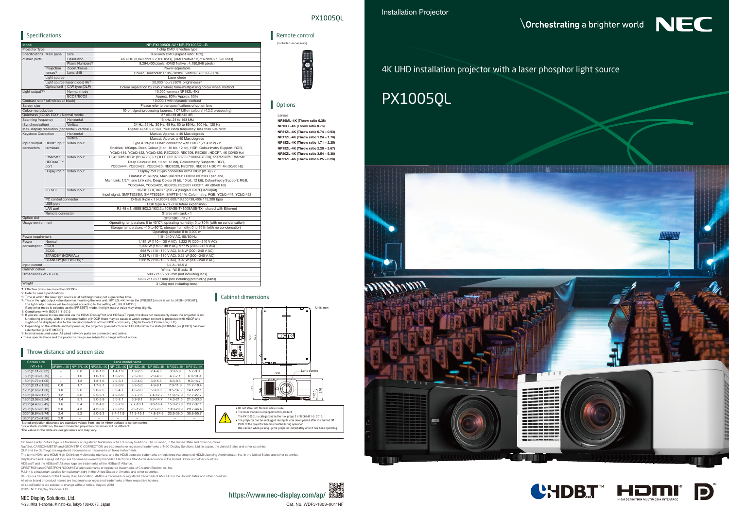# Installation Projector

\Orchestrating a brighter world — NEC

## 4K UHD installation projector with a laser phosphor light source

# PX1005QL

## Specifications

| Model | | | NP-PX1005QL-W / NP-PX1005QL-B |
|---|---|---|---|
| Projector Type | | | 1 chip DMD reflection type |
| Specifications of main parts | Main panel | Size | 0.66 inch DMD (aspect ratio: 16:9) |
| | | Resolution | 4K UHD (3,840 dots × 2,160 lines), (DMD Native : 2,716 dots × 1,528 lines) |
| | | Pixels Numbers*1 | 8,294,400 pixels, (DMD Native : 4,150,048 pixels) |
| | Projection lenses*2 | Zoom/Focus | Power-adjustable |
| | | Lens shift | Power, Horizontal: L10%/R20%, Vertical: +50%/−30% |
| | Light source | | Laser diode |
| | Light source (laser diode) life*3 | | 20,000 hours (50% brightness)*3 |
| | Optical unit | C/W type (DLP) | Colour separation by colour wheel; time-multiplexing colour wheel method |
| Light output*4*5 | | Normal mode | 10,000 lumens (NP18ZL-4K) |
| | | ECO1/ECO2 | Approx. 80% / Approx. 50% |
| Contrast ratio*5 (all white/all black) | | | 10,000:1 with dynamic contrast |
| Screen size | | | Please refer to the specifications of option lens |
| Colour reproduction | | | 10-bit signal processing (approx. 1.07 billion colours) (4:2:2 processing) |
| Quietness (ECO2/ECO1/Normal mode) | | | 37 dB/39 dB/42 dB |
| Scanning frequency (Synchronization) | | Horizontal | 15 kHz, 24 to 153 kHz |
| | | Vertical | 24 Hz, 25 Hz, 30 Hz, 48 Hz, 50 to 85 Hz, 100 Hz, 120 Hz |
| Max. display resolution (horizontal × vertical) | | | Digital: 4,096 × 2,160 Pixel clock frequency: less than 594 MHz |
| Keystone Correction | | Horizontal | Manual, Approx. ± 40 Max degrees |
| | | Vertical | Manual, Approx. ± 40 Max degrees |
| Input/output connectors | HDMI® input terminals | Video input | Type A 19-pin HDMI® connector with HDCP (V1.4/2.2) × 2<br>Enables: 18Gbps, Deep Colour (8 bit, 10 bit, 12 bit), HDR, Colourimetry Support: RGB, YCbCr444, YCbCr422, YCbCr420, REC2020, REC709, REC601, HDCP*6, 4K (30/60 Hz) |
| | Ethernet/HDBaseT™ port | Video input | RJ45 with HDCP (V1.4/2.2) × 1 (IEEE 802.3/802.3u/100BASE-TX), shared with Ethernet<br>Deep Colour (8 bit, 10 bit, 12 bit), Colourimetry Supports: RGB, YCbCr444, YCbCr422, YCbCr420, REC2020, REC709, REC601 HDCP*6, 4K (30/60 Hz) |
| | DisplayPort™ | Video input | DisplayPort 20-pin connector with HDCP (V1.4) × 2<br>Enables: 21.6Gbps, Main link rates: HBR2/HBR/RBR per lane,<br>Main Link: 1/2/4 lane Link rate, Deep Colour (8 bit, 10 bit, 12 bit), Colourimetry Support: RGB, YCbCr444, YCbCr422, REC709, REC601 HDCP*6, 4K (30/60 Hz) |
| | 3G SDI | Video input | 3G/HD SDI, BNC 1-pin × 4 (Single/Dual/Quad input)<br>Input signal: SMPTE259M, SMPTE292M, SMPTE424M, Colorimetry: RGB, YCbCr444, YCbCr422 |
| | PC control connector | | D-Sub 9-pin × 1 (4,800/9,600/19,200/38,400/115,200 bps) |
| | USB port | | USB type A × 1 <For future expansion> |
| | LAN port | | RJ-45 × 1, (IEEE 802.3/802.3u 10BASE-T/100BASE-TX), shared with Ethernet |
| | Remote connector | | Stereo mini jack × 1 |
| Option slot | | | OPS SBC unit × 1 |
| Usage environment | | | Operating temperature: 5 to 40°C*7, operating humidity: 0 to 80% (with no condensation)<br>Storage temperature: −10 to 60°C, storage humidity: 0 to 90% (with no condensation)<br>Operating altitude: 0 to 3,000 m |
| Power requirement | | | 110−240 V AC, 50/60 Hz |
| Power consumption | Normal | | 1,181 W (110−130 V AC), 1,222 W (200−240 V AC) |
| | ECO1 | | 1,002 W (110−130 V AC), 977 W (200−240 V AC) |
| | ECO2 | | 668 W (110−130 V AC), 648 W (200−240 V AC) |
| | STANDBY (NORMAL) | | 0.33 W (110−130 V AC), 0.35 W (200−240 V AC) |
| | STANDBY (NETWORK)*8 | | 0.88 W (110−130 V AC), 0.92 W (200−240 V AC) |
| Input current | | | 5.5 A − 12.5 A |
| Cabinet colour | | | White: -W, Black: -B |
| Dimensions (W × H × D) | | | 500 × 216 × 583 mm (not including lens)<br>500 × 211 × 577 mm (not including protruding parts) |
| Weight | | | 31.2kg (not including lens) |

*1: Effective pixels are more than 99.99%.
*2: Refer to Lens Specifications
*3: Time at which the laser light source is at half brightness; not a guarantee time.
*4: This is the light output value (lumens) mounting the lens unit, NP18ZL-4K, when the [PRESET] mode is set to [HIGH-BRIGHT]. The light output values will be dropped according to the setting of [LIGHT MODE]. If any other mode is selected as the [PRESET] mode, the light output value may drop slightly.
*5: Compliance with ISO21118-2012
*6: If you are unable to view material via the HDMI, DisplayPort and HDBaseT input, this does not necessarily mean the projector is not functioning properly. With the implementation of HDCP, there may be cases in which certain content is protected with HDCP and might not be displayed due to the decision/intention of the HDCP community. (Digital Content Protection, LLC).
*7: Depending on the altitude and temperature, the projector goes into "Forced ECO Mode" in the state [NORMAL] or [ECO1] has been selected for [LIGHT MODE].
*8: Internal measured value. All wired network ports are connected and active.
• These specifications and the product's design are subject to change without notice.

## Throw distance and screen size

| Screen size (W × H) | Lens model name | | | | | | | |
|---|---|---|---|---|---|---|---|---|
| | NP39ML-4K | NP16FL-4K | NP31ZL-4K | NP17ZL-4K | NP18ZL-4K | NP19ZL-4K | NP20ZL-4K | NP21ZL-4K |
| 50" (1.11 × 0.62) | – | 0.8 | 0.8-1.0 | 1.4-1.9 | 1.9-2.5 | 2.4-4.0 | 3.9-5.9 | 5.7-9.0 |
| 60" (1.33 × 0.75) | – | 1.0 | 1.0-1.2 | 1.6-2.3 | 2.3-3.0 | 2.9-4.9 | 4.7-7.1 | 6.9-10.9 |
| 80" (1.77 × 1.00) | – | 1.3 | 1.3-1.6 | 2.2-3.1 | 3.0-4.0 | 3.9-6.5 | 6.3-9.5 | 9.3-14.7 |
| 100" (2.21 × 1.25) | 0.8 | 1.7 | 1.7-2.1 | 2.8-3.9 | 3.8-5.0 | 4.9-8.1 | 7.9-11.9 | 11.7-18.4 |
| 120" (2.66 × 1.50) | 1.0 | 2.0 | 2.0-2.5 | 3.3-4.7 | 4.6-6.0 | 5.9-9.8 | 9.5-14.3 | 14.1-22.1 |
| 150" (3.32 × 1.87) | 1.2 | 2.6 | 2.5-3.1 | 4.2-5.9 | 5.7-7.5 | 7.4-12.2 | 11.9-17.9 | 17.7-27.7 |
| 180" (3.98 × 2.24) | 1.4 | 3.1 | 3.0-3.8 | 5.0-7.1 | 6.9-9.1 | 8.9-14.7 | 14.3-21.5 | 21.3-33.3 |
| 200" (4.43 × 2.49) | 1.6 | 3.4 | 3.3-4.2 | 5.6-7.9 | 7.7-10.1 | 9.8-16.4 | 15.9-23.9 | 23.7-37.1 |
| 250" (5.53 × 3.12) | 2.0 | 4.3 | 4.2-5.2 | 7.0-9.9 | 9.6-12.6 | 12.3-20.5 | 19.9-29.9 | 29.7-46.4 |
| 300" (6.64 × 3.74) | 2.4 | 5.2 | 5.0-6.3 | 8.4-11.9 | 11.5-15.1 | 14.8-24.6 | 23.9-36.0 | 35.6-55.7 |
| 350" (7.75 × 4.36) | 2.8 | – | – | – | – | – | – | – |

*Stated projection distances are standard values from lens or mirror surface to screen centre.
*For a stack installation, the recommended projection distances will be different.
*The values in the table are design values and may vary.

## Remote control

(included accessory)

## Options

Lenses

**NP39ML-4K (Throw ratio 0.38)**
**NP16FL-4K (Throw ratio 0.76)**
**NP31ZL-4K (Throw ratio 0.74 – 0.93)**
**NP17ZL-4K (Throw ratio 1.24 – 1.78)**
**NP18ZL-4K (Throw ratio 1.71 – 2.25)**
**NP19ZL-4K (Throw ratio 2.20 – 3.67)**
**NP20ZL-4K (Throw ratio 3.54 – 5.36)**
**NP21ZL-4K (Throw ratio 5.25 – 8.28)**

## Cabinet dimensions

Unit: mm

583, 577, 500, Lens centre, 211, 216, 112.5

• Do not stare into the lens while in use.
• The laser module is equipped in this product.
The PX1005QL is categorized in the risk group 2 of IEC62471-5: 2015.
• The projector can be unplugged during its cool down period after it is turned off.
Parts of the projector become heated during operation.
Use caution when picking up the projector immediately after it has been operating.

Cinema Quality Picture logo is a trademark or registered trademark of NEC Display Solutions, Ltd. in Japan, in the United State and other countries.
NaViSet, CARBON METER and GEOMETRIC CORRECTION are trademarks or registered trademarks of NEC Display Solutions, Ltd. in Japan, the United States and other countries.
DLP and the DLP logo are registered trademarks or trademarks of Texas Instruments.
The terms HDMI and HDMI High-Definition Multimedia Interface, and the HDMI Logo are trademarks or registered trademarks of HDMI Licensing Administrator, Inc. in the United States and other countries.
DisplayPort and DisplayPort logo are trademarks owned by the Video Electronics Standards Association in the United States and other countries.
HDBaseT and the HDBaseT Alliance logo are trademarks of the HDBaseT Alliance.
CRESTRON and CRESTRON ROOMVIEW are trademarks or registered trademarks of Crestron Electronics, Inc.
PJLink is a trademark applied for trademark right in the United States of America and other countries.
Blu-ray is a trademark of the Blu-ray Disc Association. AMX is a trademark or registered trademark of AMX LLC in the United States and other countries.
All other brand or product names are trademarks or registered trademarks of their respective holders.
All specifications are subject to change without notice. August, 2018
©2018 NEC Display Solutions, Ltd.

NEC Display Solutions, Ltd.
4-28, Mita 1-chome, Minato-ku, Tokyo 108-0073, Japan

https://www.nec-display.com/ap/

Cat. No. WDPJ-1808-0011NF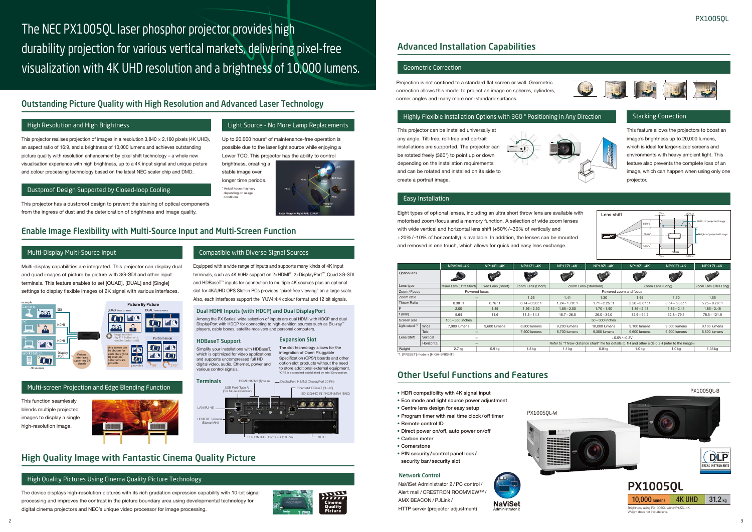# The NEC PX1005QL laser phosphor projector provides high durability projection for various vertical markets, delivering pixel-free visualization with 4K UHD resolution and a brightness of 10,000 lumens.

## Outstanding Picture Quality with High Resolution and Advanced Laser Technology

### High Resolution and High Brightness

This projector realises projection of images in a resolution 3,840 × 2,160 pixels (4K UHD), an aspect ratio of 16:9, and a brightness of 10,000 lumens and achieves outstanding picture quality with resolution enhancement by pixel shift technology – a whole new visualisation experience with high brightness, up to a 4K input signal and unique picture and colour processing technology based on the latest NEC scaler chip and DMD.

### Dustproof Design Supported by Closed-loop Cooling

This projector has a dustproof design to prevent the staining of optical components from the ingress of dust and the deterioration of brightness and image quality.

### Light Source - No More Lamp Replacements

Up to 20,000 hours* of maintenance-free operation is possible due to the laser light source while enjoying a Lower TCO. This projector has the ability to control brightness, creating a stable image over longer time periods.

* Actual hours may vary depending on usage conditions.

Prism, Lens, Mirror, DLP Chips, Colour Wheel, Mirror, Laser, Mirror, Phosphor Wheel

Laser Phosphor Light Path, 1x DLP

## Enable Image Flexibility with Multi-Source Input and Multi-Screen Function

### Multi-Display Multi-Source Input

Multi-display capabilities are integrated. This projector can display dual and quad images of picture by picture with 3G-SDI and other input terminals. This feature enables to set [QUAD], [DUAL] and [Single] settings to display flexible images of 2K signal with various interfaces.

example

Camera, SDI, PC, HDMI, PC, HDMI, Workstation, Display Port, 2K sources

Various interfaces supporting 2K signals

Picture By Picture

QUAD: four screens, DUAL: two screens

Image rotation (by PIP button on a remote control unit)

Any screen can be chosen for each place (A to D); multiple selections are possible.

Portrait mode

giravisible, 90°, 270°

### Multi-screen Projection and Edge Blending Function

This function seamlessly blends multiple projected images to display a single high-resolution image.

### Compatible with Diverse Signal Sources

Equipped with a wide range of inputs and supports many kinds of 4K input terminals, such as 4K 60Hz support on 2×HDMI®, 2×DisplayPort™, Quad 3G-SDI and HDBaseT™ inputs for connection to multiple 4K sources plus an optional slot for 4K/UHD OPS Slot-in PCs provides "pixel-free viewing" on a large scale. Also, each interfaces support the YUV4:4:4 colour format and 12 bit signals.

#### Dual HDMI Inputs (with HDCP) and Dual DisplayPort

Among the PX Series' wide selection of inputs are dual HDMI with HDCP and dual DisplayPort with HDCP for connecting to high-dention sources such as Blu-ray™ players, cable boxes, satellite receivers and personal computers.

#### HDBaseT Support

Simplify your installations with HDBaseT, which is optimized for video applications and supports uncompressed full HD digital video, audio, Ethernet, power and various control signals.

#### Expansion Slot

The slot technology allows for the integration of Open Pluggable Specification (OPS*) boards and other option slot products without the need to store additional external equipment.

*OPS is a standard established by Intel Corporation.

#### Terminals

HDMI IN1/IN2 (Type A), DisplayPort IN1/IN2 (DisplayPort 20 Pin), USB Port (Type A) (For future expansion), Ethernet/HDBaseT (RJ-45), SDI (SG/HD) IN1/IN2/IN3/IN4 (BNC), LAN (RJ-45), REMOTE Terminal (Stereo Mini), PC CONTROL Port (D-Sub 9 Pin), SLOT

## High Quality Image with Fantastic Cinema Quality Picture

### High Quality Pictures Using Cinema Quality Picture Technology

The device displays high-resolution pictures with its rich gradation expression capability with 10-bit signal processing and improves the contrast in the picture boundary area using developmental technology for digital cinema projectors and NEC's unique video processor for image processing.

Cinema Quality Picture

## Advanced Installation Capabilities

### Geometric Correction

Projection is not confined to a standard flat screen or wall. Geometric correction allows this model to project an image on spheres, cylinders, corner angles and many more non-standard surfaces.

### Highly Flexible Installation Options with 360° Positioning in Any Direction

This projector can be installed universally at any angle. Tilt-free, roll-free and portrait installations are supported. The projector can be rotated freely (360°) to point up or down depending on the installation requirements and can be rotated and installed on its side to create a portrait image.

### Stacking Correction

This feature allows the projectors to boost an image's brightness up to 20,000 lumens, which is ideal for larger-sized screens and environments with heavy ambient light. This feature also prevents the complete loss of an image, which can happen when using only one projector.

### Easy Installation

Eight types of optional lenses, including an ultra short throw lens are available with motorised zoom/focus and a memory function. A selection of wide zoom lenses with wide vertical and horizontal lens shift (+50%/–30% of vertically and +20%/–10% of horizontally) is available. In addition, the lenses can be mounted and removed in one touch, which allows for quick and easy lens exchange.

Lens shift: 10%H, 20%H, 50%V, 100%V, 30%V, 100%H, 10%H, 20%H, Width of projected image, Height of projected image

| | | NP39ML-4K | NP16FL-4K | NP31ZL-4K | NP17ZL-4K | NP18ZL-4K | NP19ZL-4K | NP20ZL-4K | NP21ZL-4K |
|---|---|---|---|---|---|---|---|---|---|
| Option lens | | | | | | | | | |
| Lens type | | Mirror Lens (Ultra Short) | Fixed Lens (Short) | Zoom Lens (Short) | Zoom Lens (Standard) | | Zoom Lens (Long) | | Zoom Lens (Ultra Long) |
| Zoom/Focus | | Powered focus | | Powered zoom and focus | | | | | |
| Zoom ratio | | – | | 1.25 | 1.41 | 1.30 | 1.65 | 1.50 | 1.55 |
| Throw Ratio | | 0.38 : 1 | 0.76 : 1 | 0.74 – 0.93 : 1 | 1.24 – 1.78 : 1 | 1.71 – 2.25 : 1 | 2.20 – 3.67 : 1 | 3.54 – 5.36 : 1 | 5.25 – 8.28 : 1 |
| F | | 2.00 | 1.85 | 1.96 – 2.30 | 1.85 – 2.50 | 1.70 – 1.90 | 1.86 – 2.48 | 1.85 – 2.41 | 1.85 – 2.48 |
| f (mm) | | 5.64 | 11.6 | 11.3 – 14.1 | 18.7 – 26.5 | 26.0 – 34.0 | 32.9 – 54.2 | 52.8 – 79.1 | 78.5 – 121.9 |
| Screen size | | 100 – 350 inches | | 50 – 300 inches | | | | | |
| Light output [*1] | Wide | 7,900 lumens | 9,600 lumens | 8,800 lumens | 9,200 lumens | 10,000 lumens | 9,100 lumens | 9,000 lumens | 9,100 lumens |
| | Tele | – | | 7,500 lumens | 6,700 lumens | 9,300 lumens | 6,600 lumens | 6,900 lumens | 6,600 lumens |
| Lens Shift | Vertical | – | | +0.5V / –0.3V | | | | | |
| | Horizontal | – | | Refer to "Throw distance chart" file for details (0.1H and other side 0.2H (refer to the image)) | | | | | |
| Weight | | 2.7 kg | 0.9 kg | 1.3 kg | 1.1 kg | 0.8 kg | 1.0 kg | 1.0 kg | 1.35 kg |

*1: [PRESET] mode is [HIGH-BRIGHT]

## Other Useful Functions and Features

- HDR compatibility with 4K signal input
- Eco mode and light source power adjustment
- Centre lens design for easy setup
- Program timer with real time clock/off timer
- Remote control ID
- Direct power on/off, auto power on/off
- Carbon meter
- Cornerstone
- PIN security/control panel lock/ security bar/security slot

### Network Control

NaViSet Administrator 2 / PC control / Alert mail / CRESTRON ROOMVIEW™ / AMX BEACON / PJLink / HTTP server (projector adjustment)

NaViSet Administrator 2

PX1005QL-W

PX1005QL-B

# PX1005QL

10,000 lumens | 4K UHD | 31.2 kg

Brightness using PX1005QL with NP18ZL-4K. Weight does not include lens.